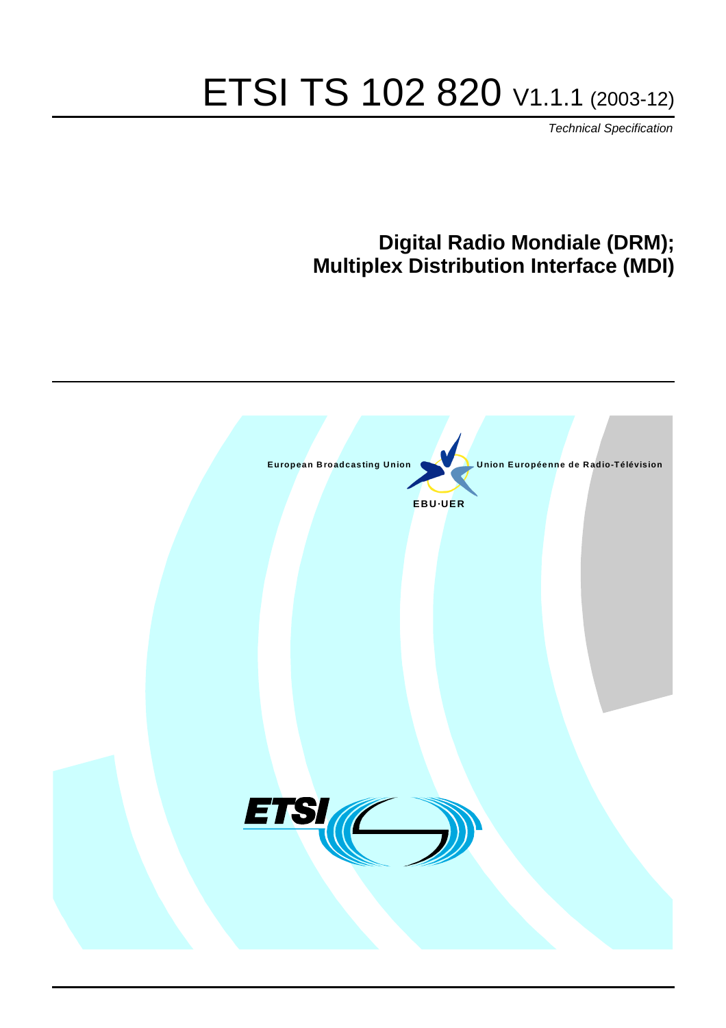# ETSI TS 102 820 V1.1.1 (2003-12)

*Technical Specification*

## Digital Radio Mondiale (DRM); Multiplex Distribution Interface (MDI)

European Broadcasting Union

Union Européenne de Radio-Télévision

EBU·UER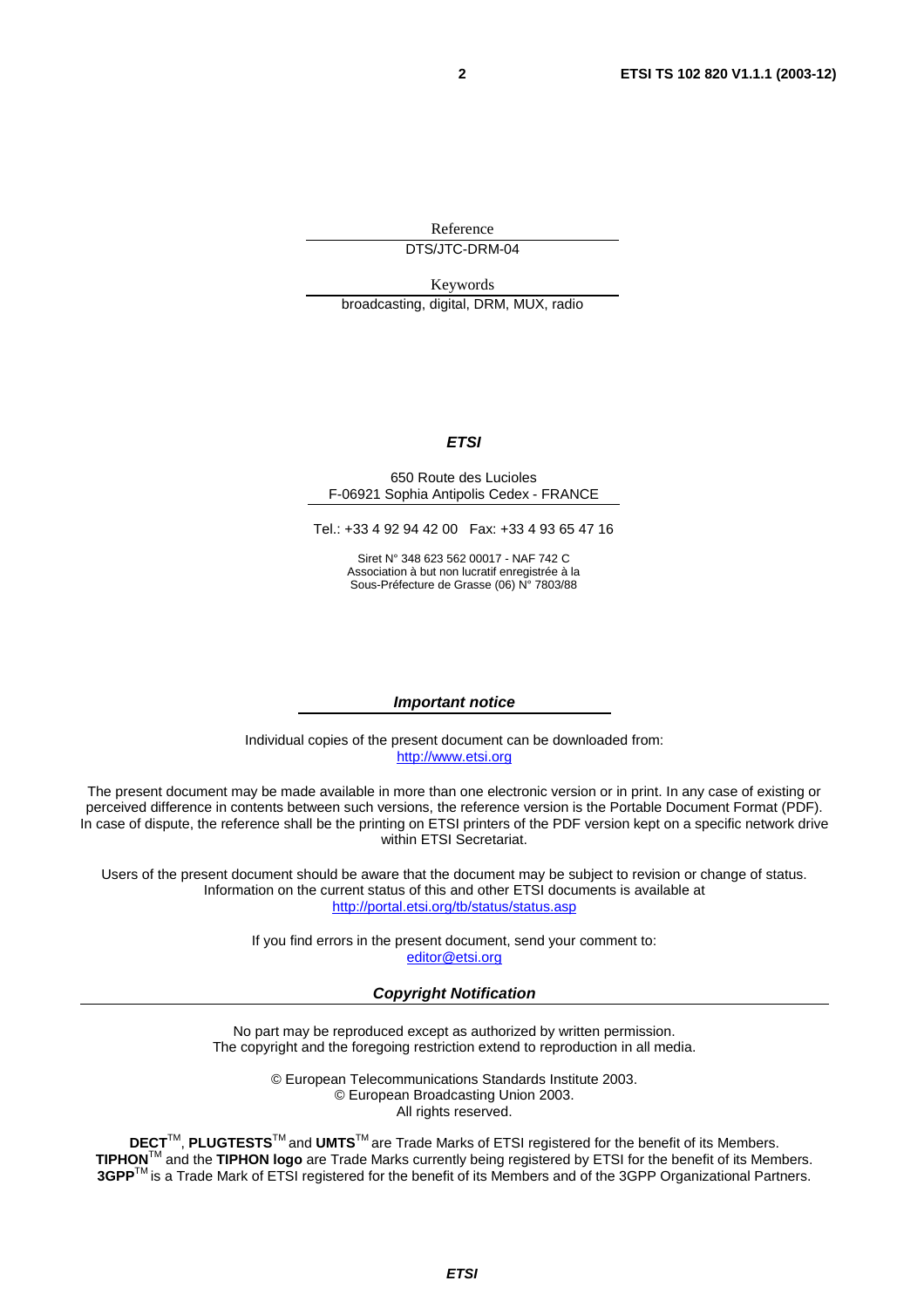Reference

DTS/JTC-DRM-04

Keywords

broadcasting, digital, DRM, MUX, radio

***ETSI***

650 Route des Lucioles
F-06921 Sophia Antipolis Cedex - FRANCE

Tel.: +33 4 92 94 42 00 Fax: +33 4 93 65 47 16

Siret N° 348 623 562 00017 - NAF 742 C
Association à but non lucratif enregistrée à la
Sous-Préfecture de Grasse (06) N° 7803/88

***Important notice***

Individual copies of the present document can be downloaded from:
http://www.etsi.org

The present document may be made available in more than one electronic version or in print. In any case of existing or perceived difference in contents between such versions, the reference version is the Portable Document Format (PDF). In case of dispute, the reference shall be the printing on ETSI printers of the PDF version kept on a specific network drive within ETSI Secretariat.

Users of the present document should be aware that the document may be subject to revision or change of status. Information on the current status of this and other ETSI documents is available at
http://portal.etsi.org/tb/status/status.asp

If you find errors in the present document, send your comment to:
editor@etsi.org

***Copyright Notification***

No part may be reproduced except as authorized by written permission.
The copyright and the foregoing restriction extend to reproduction in all media.

© European Telecommunications Standards Institute 2003.
© European Broadcasting Union 2003.
All rights reserved.

**DECT**TM, **PLUGTESTS**TM and **UMTS**TM are Trade Marks of ETSI registered for the benefit of its Members.
**TIPHON**TM and the **TIPHON logo** are Trade Marks currently being registered by ETSI for the benefit of its Members.
**3GPP**TM is a Trade Mark of ETSI registered for the benefit of its Members and of the 3GPP Organizational Partners.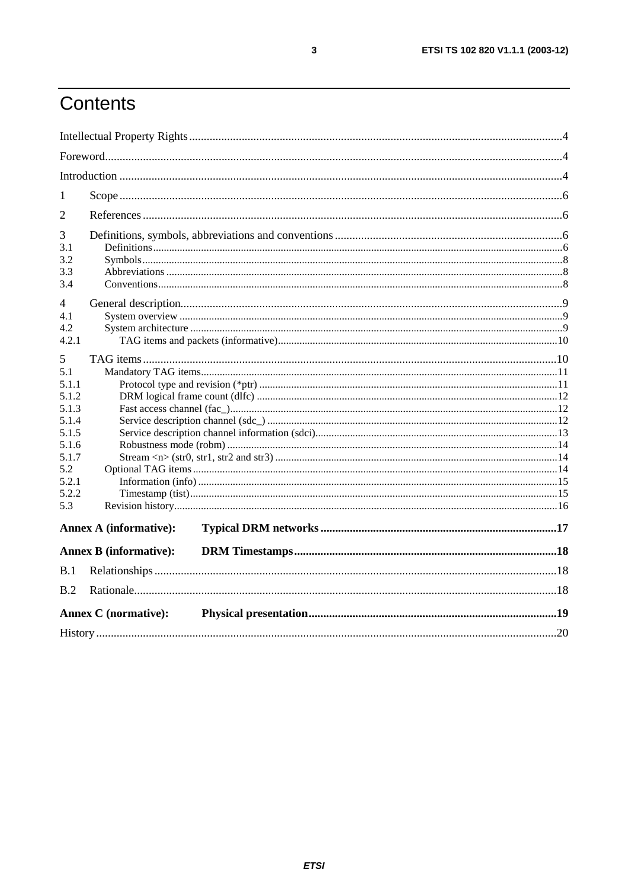# Contents

Intellectual Property Rights....4

Foreword....4

Introduction....4

1 Scope....6

2 References....6

3 Definitions, symbols, abbreviations and conventions....6
- 3.1 Definitions....6
- 3.2 Symbols....8
- 3.3 Abbreviations....8
- 3.4 Conventions....8

4 General description....9
- 4.1 System overview....9
- 4.2 System architecture....9
- 4.2.1 TAG items and packets (informative)....10

5 TAG items....10
- 5.1 Mandatory TAG items....11
- 5.1.1 Protocol type and revision (*ptr)....11
- 5.1.2 DRM logical frame count (dlfc)....12
- 5.1.3 Fast access channel (fac_)....12
- 5.1.4 Service description channel (sdc_)....12
- 5.1.5 Service description channel information (sdci)....13
- 5.1.6 Robustness mode (robm)....14
- 5.1.7 Stream <n> (str0, str1, str2 and str3)....14
- 5.2 Optional TAG items....14
- 5.2.1 Information (info)....15
- 5.2.2 Timestamp (tist)....15
- 5.3 Revision history....16

**Annex A (informative): Typical DRM networks....17**

**Annex B (informative): DRM Timestamps....18**

B.1 Relationships....18

B.2 Rationale....18

**Annex C (normative): Physical presentation....19**

History....20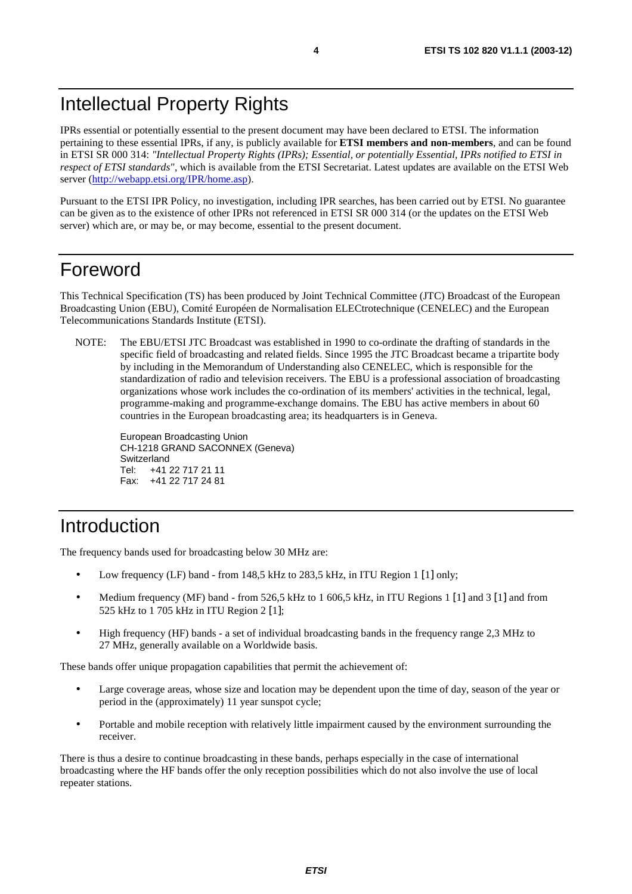# Intellectual Property Rights

IPRs essential or potentially essential to the present document may have been declared to ETSI. The information pertaining to these essential IPRs, if any, is publicly available for **ETSI members and non-members**, and can be found in ETSI SR 000 314: *"Intellectual Property Rights (IPRs); Essential, or potentially Essential, IPRs notified to ETSI in respect of ETSI standards"*, which is available from the ETSI Secretariat. Latest updates are available on the ETSI Web server (http://webapp.etsi.org/IPR/home.asp).

Pursuant to the ETSI IPR Policy, no investigation, including IPR searches, has been carried out by ETSI. No guarantee can be given as to the existence of other IPRs not referenced in ETSI SR 000 314 (or the updates on the ETSI Web server) which are, or may be, or may become, essential to the present document.

# Foreword

This Technical Specification (TS) has been produced by Joint Technical Committee (JTC) Broadcast of the European Broadcasting Union (EBU), Comité Européen de Normalisation ELECtrotechnique (CENELEC) and the European Telecommunications Standards Institute (ETSI).

NOTE: The EBU/ETSI JTC Broadcast was established in 1990 to co-ordinate the drafting of standards in the specific field of broadcasting and related fields. Since 1995 the JTC Broadcast became a tripartite body by including in the Memorandum of Understanding also CENELEC, which is responsible for the standardization of radio and television receivers. The EBU is a professional association of broadcasting organizations whose work includes the co-ordination of its members' activities in the technical, legal, programme-making and programme-exchange domains. The EBU has active members in about 60 countries in the European broadcasting area; its headquarters is in Geneva.

European Broadcasting Union
CH-1218 GRAND SACONNEX (Geneva)
Switzerland
Tel: +41 22 717 21 11
Fax: +41 22 717 24 81

# Introduction

The frequency bands used for broadcasting below 30 MHz are:

- Low frequency (LF) band - from 148,5 kHz to 283,5 kHz, in ITU Region 1 [1] only;
- Medium frequency (MF) band - from 526,5 kHz to 1 606,5 kHz, in ITU Regions 1 [1] and 3 [1] and from 525 kHz to 1 705 kHz in ITU Region 2 [1];
- High frequency (HF) bands - a set of individual broadcasting bands in the frequency range 2,3 MHz to 27 MHz, generally available on a Worldwide basis.

These bands offer unique propagation capabilities that permit the achievement of:

- Large coverage areas, whose size and location may be dependent upon the time of day, season of the year or period in the (approximately) 11 year sunspot cycle;
- Portable and mobile reception with relatively little impairment caused by the environment surrounding the receiver.

There is thus a desire to continue broadcasting in these bands, perhaps especially in the case of international broadcasting where the HF bands offer the only reception possibilities which do not also involve the use of local repeater stations.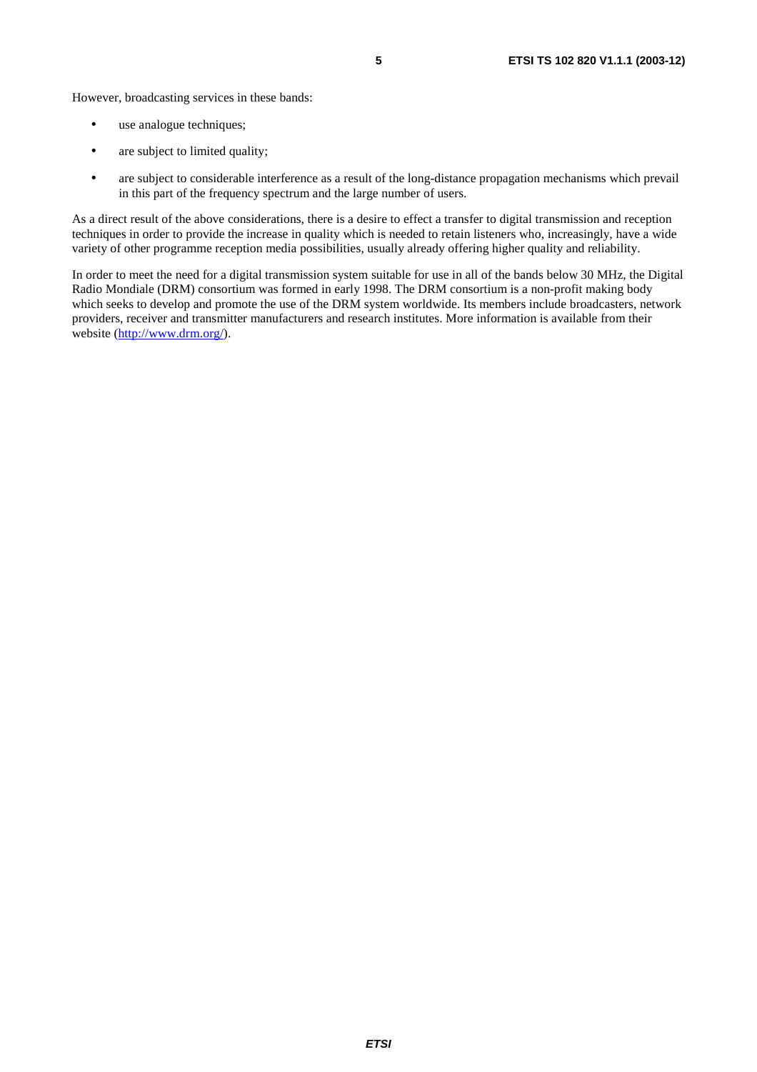However, broadcasting services in these bands:

- use analogue techniques;
- are subject to limited quality;
- are subject to considerable interference as a result of the long-distance propagation mechanisms which prevail in this part of the frequency spectrum and the large number of users.

As a direct result of the above considerations, there is a desire to effect a transfer to digital transmission and reception techniques in order to provide the increase in quality which is needed to retain listeners who, increasingly, have a wide variety of other programme reception media possibilities, usually already offering higher quality and reliability.

In order to meet the need for a digital transmission system suitable for use in all of the bands below 30 MHz, the Digital Radio Mondiale (DRM) consortium was formed in early 1998. The DRM consortium is a non-profit making body which seeks to develop and promote the use of the DRM system worldwide. Its members include broadcasters, network providers, receiver and transmitter manufacturers and research institutes. More information is available from their website (http://www.drm.org/).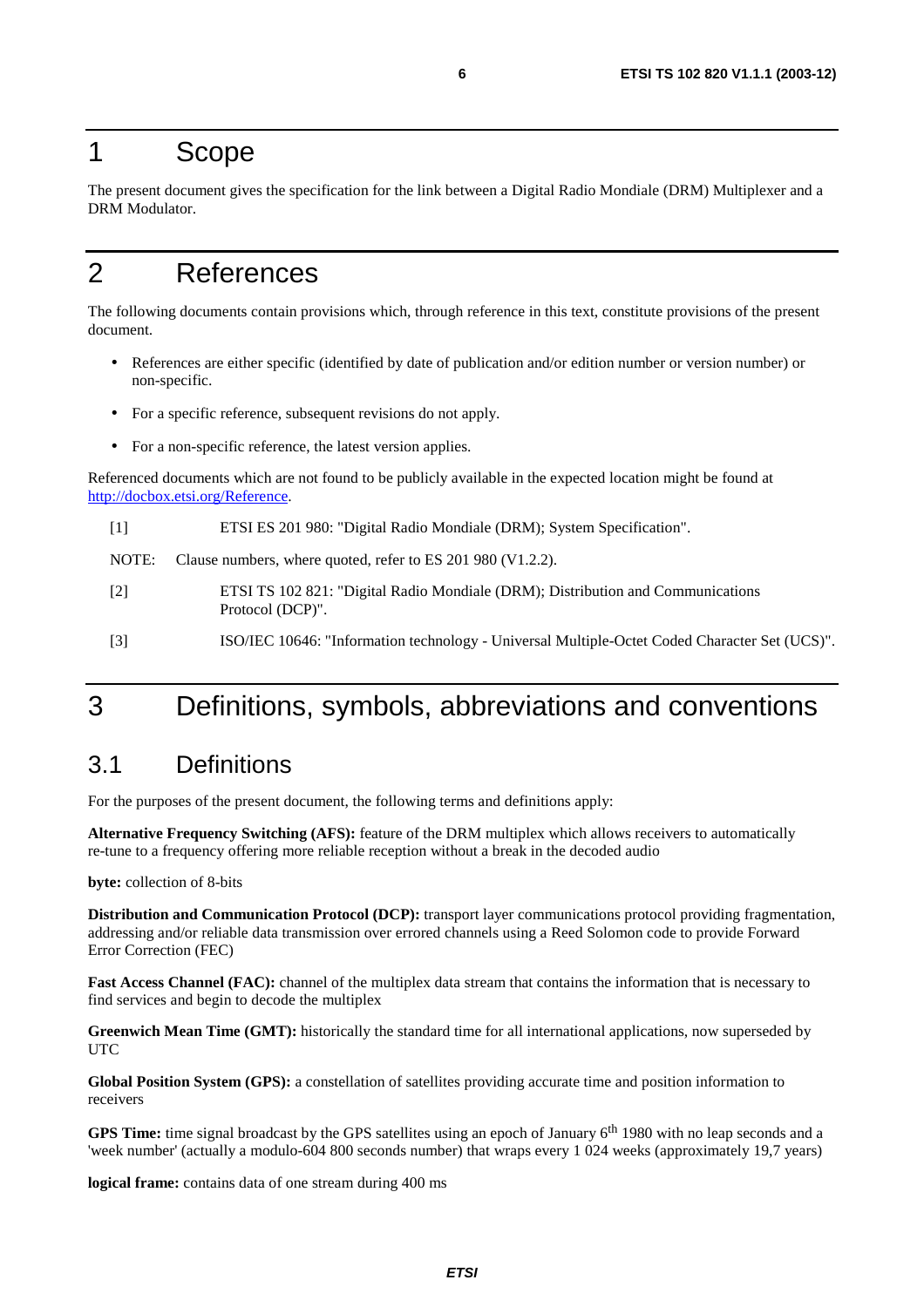# 1 Scope

The present document gives the specification for the link between a Digital Radio Mondiale (DRM) Multiplexer and a DRM Modulator.

# 2 References

The following documents contain provisions which, through reference in this text, constitute provisions of the present document.

- References are either specific (identified by date of publication and/or edition number or version number) or non-specific.
- For a specific reference, subsequent revisions do not apply.
- For a non-specific reference, the latest version applies.

Referenced documents which are not found to be publicly available in the expected location might be found at http://docbox.etsi.org/Reference.

[1] ETSI ES 201 980: "Digital Radio Mondiale (DRM); System Specification".

NOTE: Clause numbers, where quoted, refer to ES 201 980 (V1.2.2).

[2] ETSI TS 102 821: "Digital Radio Mondiale (DRM); Distribution and Communications Protocol (DCP)".

[3] ISO/IEC 10646: "Information technology - Universal Multiple-Octet Coded Character Set (UCS)".

# 3 Definitions, symbols, abbreviations and conventions

## 3.1 Definitions

For the purposes of the present document, the following terms and definitions apply:

**Alternative Frequency Switching (AFS):** feature of the DRM multiplex which allows receivers to automatically re-tune to a frequency offering more reliable reception without a break in the decoded audio

**byte:** collection of 8-bits

**Distribution and Communication Protocol (DCP):** transport layer communications protocol providing fragmentation, addressing and/or reliable data transmission over errored channels using a Reed Solomon code to provide Forward Error Correction (FEC)

**Fast Access Channel (FAC):** channel of the multiplex data stream that contains the information that is necessary to find services and begin to decode the multiplex

**Greenwich Mean Time (GMT):** historically the standard time for all international applications, now superseded by UTC

**Global Position System (GPS):** a constellation of satellites providing accurate time and position information to receivers

**GPS Time:** time signal broadcast by the GPS satellites using an epoch of January 6$^{th}$ 1980 with no leap seconds and a 'week number' (actually a modulo-604 800 seconds number) that wraps every 1 024 weeks (approximately 19,7 years)

**logical frame:** contains data of one stream during 400 ms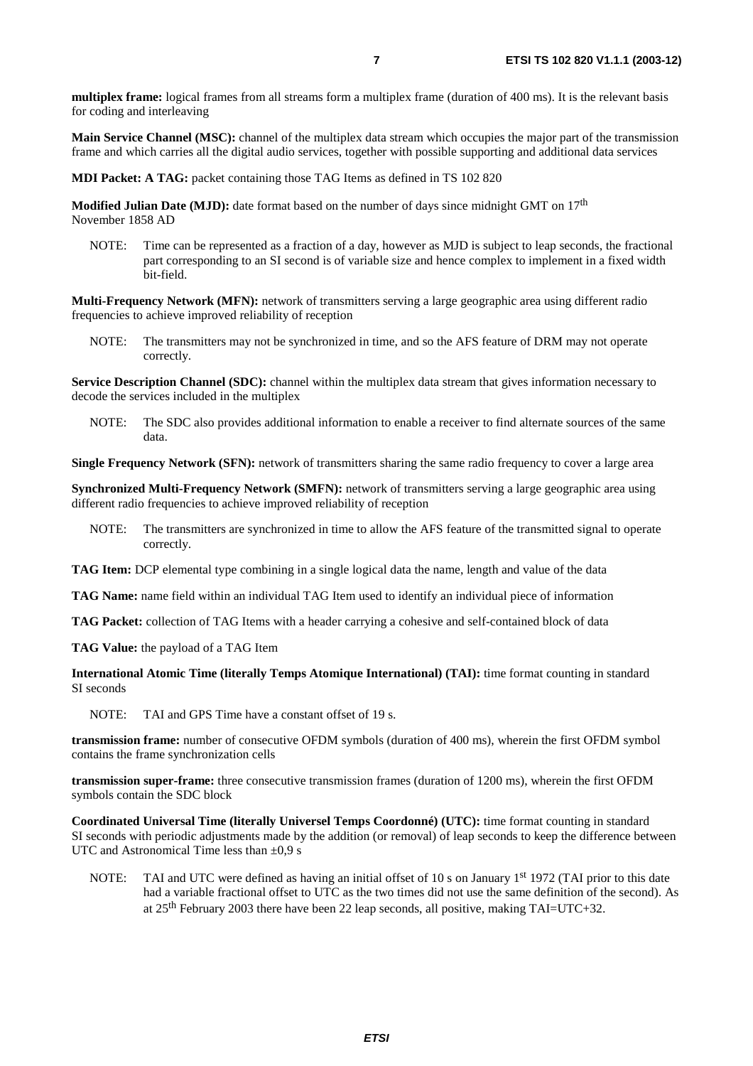**multiplex frame:** logical frames from all streams form a multiplex frame (duration of 400 ms). It is the relevant basis for coding and interleaving

**Main Service Channel (MSC):** channel of the multiplex data stream which occupies the major part of the transmission frame and which carries all the digital audio services, together with possible supporting and additional data services

**MDI Packet: A TAG:** packet containing those TAG Items as defined in TS 102 820

**Modified Julian Date (MJD):** date format based on the number of days since midnight GMT on 17th November 1858 AD

NOTE: Time can be represented as a fraction of a day, however as MJD is subject to leap seconds, the fractional part corresponding to an SI second is of variable size and hence complex to implement in a fixed width bit-field.

**Multi-Frequency Network (MFN):** network of transmitters serving a large geographic area using different radio frequencies to achieve improved reliability of reception

NOTE: The transmitters may not be synchronized in time, and so the AFS feature of DRM may not operate correctly.

**Service Description Channel (SDC):** channel within the multiplex data stream that gives information necessary to decode the services included in the multiplex

NOTE: The SDC also provides additional information to enable a receiver to find alternate sources of the same data.

**Single Frequency Network (SFN):** network of transmitters sharing the same radio frequency to cover a large area

**Synchronized Multi-Frequency Network (SMFN):** network of transmitters serving a large geographic area using different radio frequencies to achieve improved reliability of reception

NOTE: The transmitters are synchronized in time to allow the AFS feature of the transmitted signal to operate correctly.

**TAG Item:** DCP elemental type combining in a single logical data the name, length and value of the data

**TAG Name:** name field within an individual TAG Item used to identify an individual piece of information

**TAG Packet:** collection of TAG Items with a header carrying a cohesive and self-contained block of data

**TAG Value:** the payload of a TAG Item

**International Atomic Time (literally Temps Atomique International) (TAI):** time format counting in standard SI seconds

NOTE: TAI and GPS Time have a constant offset of 19 s.

**transmission frame:** number of consecutive OFDM symbols (duration of 400 ms), wherein the first OFDM symbol contains the frame synchronization cells

**transmission super-frame:** three consecutive transmission frames (duration of 1200 ms), wherein the first OFDM symbols contain the SDC block

**Coordinated Universal Time (literally Universel Temps Coordonné) (UTC):** time format counting in standard SI seconds with periodic adjustments made by the addition (or removal) of leap seconds to keep the difference between UTC and Astronomical Time less than ±0,9 s

NOTE: TAI and UTC were defined as having an initial offset of 10 s on January 1st 1972 (TAI prior to this date had a variable fractional offset to UTC as the two times did not use the same definition of the second). As at 25th February 2003 there have been 22 leap seconds, all positive, making TAI=UTC+32.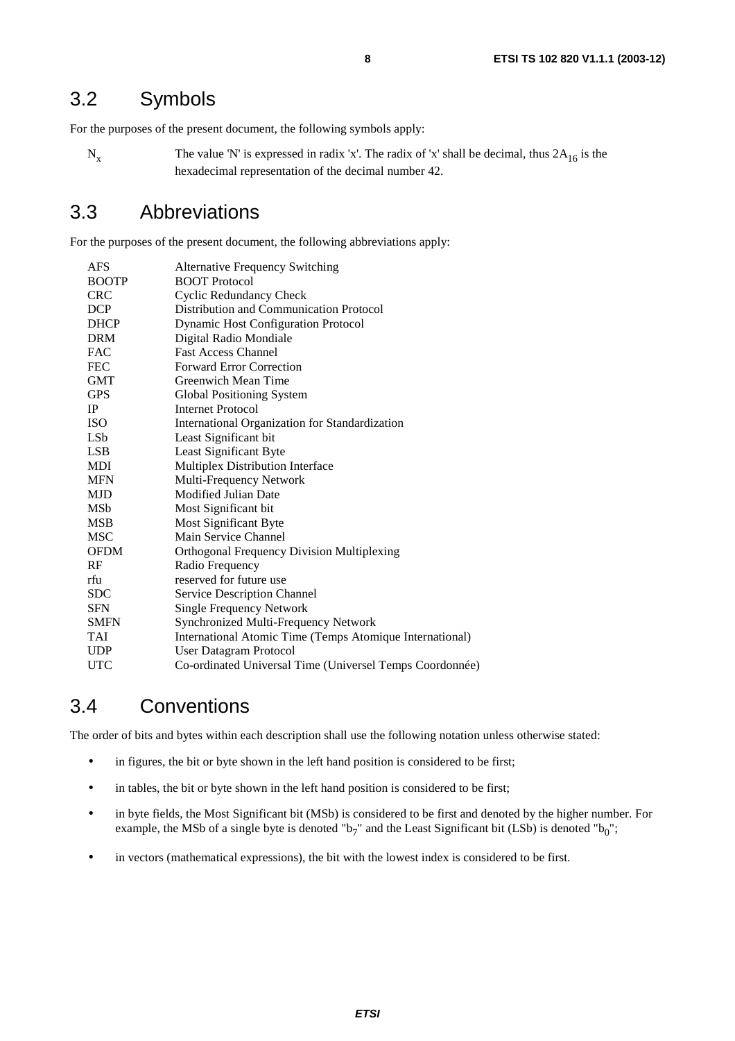## 3.2 Symbols

For the purposes of the present document, the following symbols apply:

$N_x$ The value 'N' is expressed in radix 'x'. The radix of 'x' shall be decimal, thus $2A_{16}$ is the hexadecimal representation of the decimal number 42.

## 3.3 Abbreviations

For the purposes of the present document, the following abbreviations apply:

| | |
|---|---|
| AFS | Alternative Frequency Switching |
| BOOTP | BOOT Protocol |
| CRC | Cyclic Redundancy Check |
| DCP | Distribution and Communication Protocol |
| DHCP | Dynamic Host Configuration Protocol |
| DRM | Digital Radio Mondiale |
| FAC | Fast Access Channel |
| FEC | Forward Error Correction |
| GMT | Greenwich Mean Time |
| GPS | Global Positioning System |
| IP | Internet Protocol |
| ISO | International Organization for Standardization |
| LSb | Least Significant bit |
| LSB | Least Significant Byte |
| MDI | Multiplex Distribution Interface |
| MFN | Multi-Frequency Network |
| MJD | Modified Julian Date |
| MSb | Most Significant bit |
| MSB | Most Significant Byte |
| MSC | Main Service Channel |
| OFDM | Orthogonal Frequency Division Multiplexing |
| RF | Radio Frequency |
| rfu | reserved for future use |
| SDC | Service Description Channel |
| SFN | Single Frequency Network |
| SMFN | Synchronized Multi-Frequency Network |
| TAI | International Atomic Time (Temps Atomique International) |
| UDP | User Datagram Protocol |
| UTC | Co-ordinated Universal Time (Universel Temps Coordonnée) |

## 3.4 Conventions

The order of bits and bytes within each description shall use the following notation unless otherwise stated:

- in figures, the bit or byte shown in the left hand position is considered to be first;
- in tables, the bit or byte shown in the left hand position is considered to be first;
- in byte fields, the Most Significant bit (MSb) is considered to be first and denoted by the higher number. For example, the MSb of a single byte is denoted "$b_7$" and the Least Significant bit (LSb) is denoted "$b_0$";
- in vectors (mathematical expressions), the bit with the lowest index is considered to be first.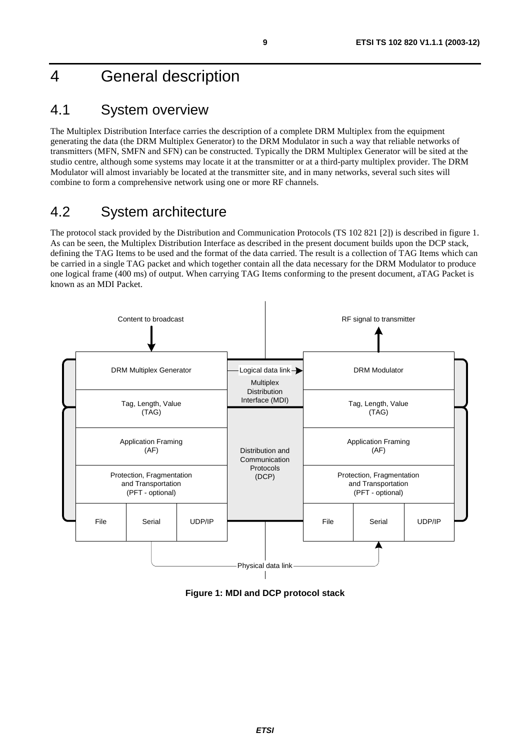# 4 General description

## 4.1 System overview

The Multiplex Distribution Interface carries the description of a complete DRM Multiplex from the equipment generating the data (the DRM Multiplex Generator) to the DRM Modulator in such a way that reliable networks of transmitters (MFN, SMFN and SFN) can be constructed. Typically the DRM Multiplex Generator will be sited at the studio centre, although some systems may locate it at the transmitter or at a third-party multiplex provider. The DRM Modulator will almost invariably be located at the transmitter site, and in many networks, several such sites will combine to form a comprehensive network using one or more RF channels.

## 4.2 System architecture

The protocol stack provided by the Distribution and Communication Protocols (TS 102 821 [2]) is described in figure 1. As can be seen, the Multiplex Distribution Interface as described in the present document builds upon the DCP stack, defining the TAG Items to be used and the format of the data carried. The result is a collection of TAG Items which can be carried in a single TAG packet and which together contain all the data necessary for the DRM Modulator to produce one logical frame (400 ms) of output. When carrying TAG Items conforming to the present document, aTAG Packet is known as an MDI Packet.

Content to broadcast | RF signal to transmitter

| DRM Multiplex Generator | | | Logical data link → Multiplex Distribution Interface (MDI) | DRM Modulator | | |
|---|---|---|---|---|---|---|
| Tag, Length, Value (TAG) | | | | Tag, Length, Value (TAG) | | |
| Application Framing (AF) | | | Distribution and Communication Protocols (DCP) | Application Framing (AF) | | |
| Protection, Fragmentation and Transportation (PFT - optional) | | | | Protection, Fragmentation and Transportation (PFT - optional) | | |
| File | Serial | UDP/IP | | File | Serial | UDP/IP |

Physical data link

**Figure 1: MDI and DCP protocol stack**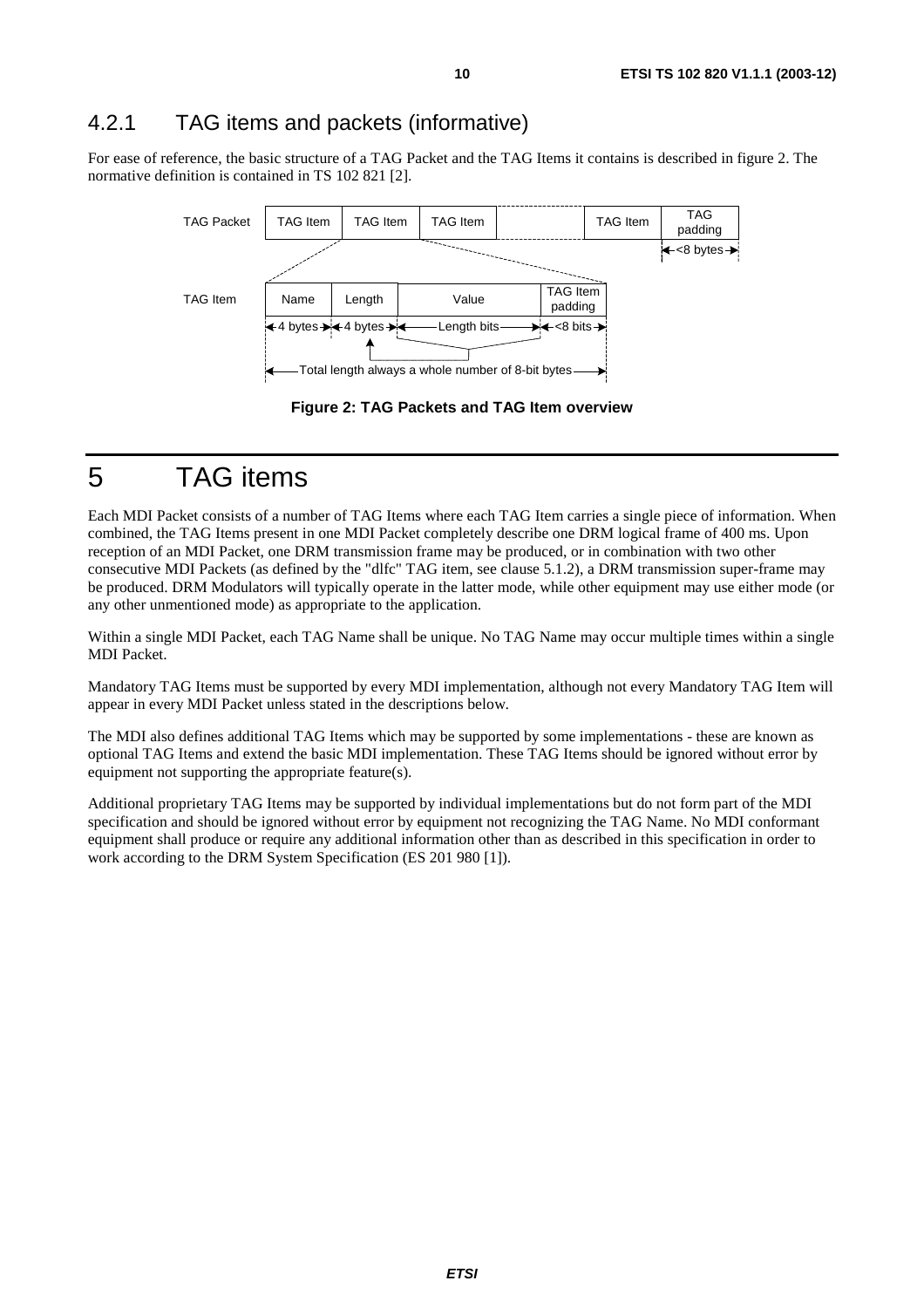### 4.2.1 TAG items and packets (informative)

For ease of reference, the basic structure of a TAG Packet and the TAG Items it contains is described in figure 2. The normative definition is contained in TS 102 821 [2].

**Figure 2: TAG Packets and TAG Item overview**

# 5 TAG items

Each MDI Packet consists of a number of TAG Items where each TAG Item carries a single piece of information. When combined, the TAG Items present in one MDI Packet completely describe one DRM logical frame of 400 ms. Upon reception of an MDI Packet, one DRM transmission frame may be produced, or in combination with two other consecutive MDI Packets (as defined by the "dlfc" TAG item, see clause 5.1.2), a DRM transmission super-frame may be produced. DRM Modulators will typically operate in the latter mode, while other equipment may use either mode (or any other unmentioned mode) as appropriate to the application.

Within a single MDI Packet, each TAG Name shall be unique. No TAG Name may occur multiple times within a single MDI Packet.

Mandatory TAG Items must be supported by every MDI implementation, although not every Mandatory TAG Item will appear in every MDI Packet unless stated in the descriptions below.

The MDI also defines additional TAG Items which may be supported by some implementations - these are known as optional TAG Items and extend the basic MDI implementation. These TAG Items should be ignored without error by equipment not supporting the appropriate feature(s).

Additional proprietary TAG Items may be supported by individual implementations but do not form part of the MDI specification and should be ignored without error by equipment not recognizing the TAG Name. No MDI conformant equipment shall produce or require any additional information other than as described in this specification in order to work according to the DRM System Specification (ES 201 980 [1]).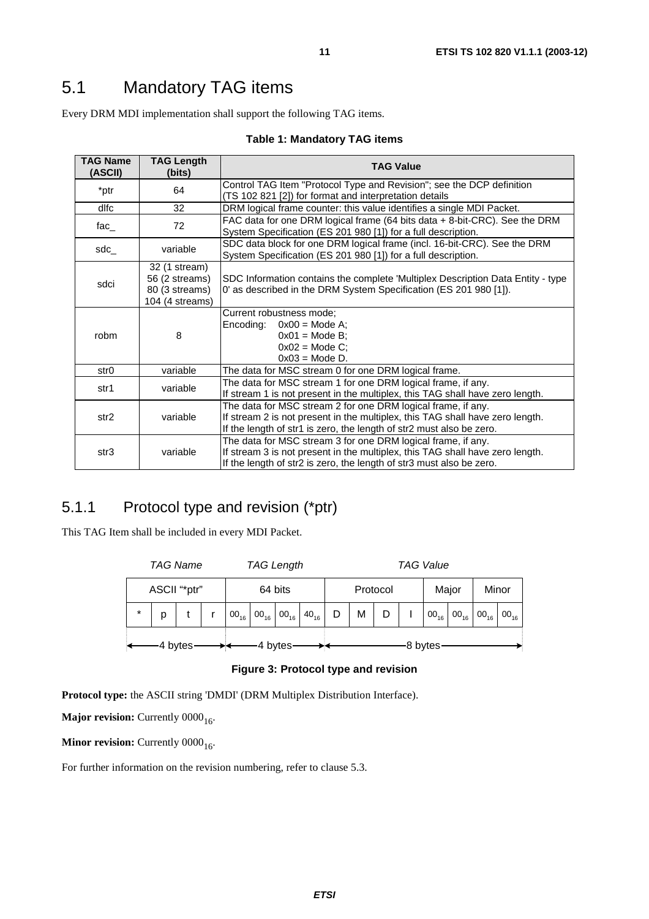# 5.1 Mandatory TAG items

Every DRM MDI implementation shall support the following TAG items.

**Table 1: Mandatory TAG items**

| TAG Name (ASCII) | TAG Length (bits) | TAG Value |
|---|---|---|
| *ptr | 64 | Control TAG Item "Protocol Type and Revision"; see the DCP definition (TS 102 821 [2]) for format and interpretation details |
| dlfc | 32 | DRM logical frame counter: this value identifies a single MDI Packet. |
| fac_ | 72 | FAC data for one DRM logical frame (64 bits data + 8-bit-CRC). See the DRM System Specification (ES 201 980 [1]) for a full description. |
| sdc_ | variable | SDC data block for one DRM logical frame (incl. 16-bit-CRC). See the DRM System Specification (ES 201 980 [1]) for a full description. |
| sdci | 32 (1 stream)<br>56 (2 streams)<br>80 (3 streams)<br>104 (4 streams) | SDC Information contains the complete 'Multiplex Description Data Entity - type 0' as described in the DRM System Specification (ES 201 980 [1]). |
| robm | 8 | Current robustness mode;<br>Encoding: 0x00 = Mode A;<br>0x01 = Mode B;<br>0x02 = Mode C;<br>0x03 = Mode D. |
| str0 | variable | The data for MSC stream 0 for one DRM logical frame. |
| str1 | variable | The data for MSC stream 1 for one DRM logical frame, if any.<br>If stream 1 is not present in the multiplex, this TAG shall have zero length. |
| str2 | variable | The data for MSC stream 2 for one DRM logical frame, if any.<br>If stream 2 is not present in the multiplex, this TAG shall have zero length.<br>If the length of str1 is zero, the length of str2 must also be zero. |
| str3 | variable | The data for MSC stream 3 for one DRM logical frame, if any.<br>If stream 3 is not present in the multiplex, this TAG shall have zero length.<br>If the length of str2 is zero, the length of str3 must also be zero. |

## 5.1.1 Protocol type and revision (*ptr)

This TAG Item shall be included in every MDI Packet.

| *TAG Name* | | | | *TAG Length* | | | | *TAG Value* | | | | | | | |
|---|---|---|---|---|---|---|---|---|---|---|---|---|---|---|---|
| ASCII "*ptr" | | | | 64 bits | | | | Protocol | | | | Major | | Minor | |
| * | p | t | r | $00_{16}$ | $00_{16}$ | $00_{16}$ | $40_{16}$ | D | M | D | I | $00_{16}$ | $00_{16}$ | $00_{16}$ | $00_{16}$ |
| 4 bytes | | | | 4 bytes | | | | 8 bytes | | | | | | | |

**Figure 3: Protocol type and revision**

**Protocol type:** the ASCII string 'DMDI' (DRM Multiplex Distribution Interface).

**Major revision:** Currently $0000_{16}$.

**Minor revision:** Currently $0000_{16}$.

For further information on the revision numbering, refer to clause 5.3.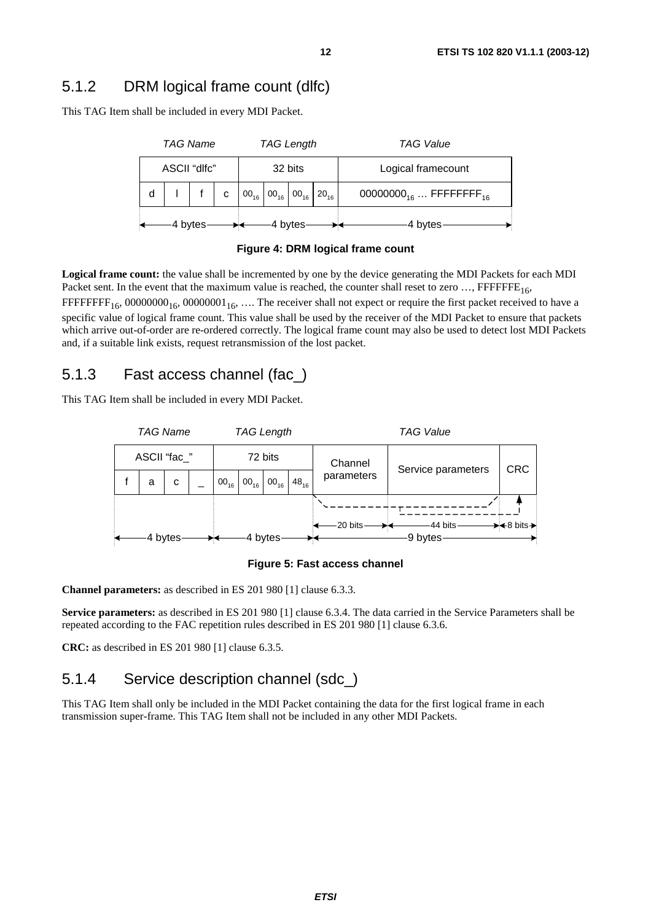## 5.1.2 DRM logical frame count (dlfc)

This TAG Item shall be included in every MDI Packet.

| *TAG Name* | | | | *TAG Length* | | | | *TAG Value* |
|---|---|---|---|---|---|---|---|---|
| ASCII "dlfc" | | | | 32 bits | | | | Logical framecount |
| d | l | f | c | $00_{16}$ | $00_{16}$ | $00_{16}$ | $20_{16}$ | $00000000_{16}$ … $FFFFFFFF_{16}$ |
| 4 bytes | | | | 4 bytes | | | | 4 bytes |

**Figure 4: DRM logical frame count**

**Logical frame count:** the value shall be incremented by one by the device generating the MDI Packets for each MDI Packet sent. In the event that the maximum value is reached, the counter shall reset to zero …, $FFFFFFFE_{16}$, $FFFFFFFF_{16}$, $00000000_{16}$, $00000001_{16}$, …. The receiver shall not expect or require the first packet received to have a specific value of logical frame count. This value shall be used by the receiver of the MDI Packet to ensure that packets which arrive out-of-order are re-ordered correctly. The logical frame count may also be used to detect lost MDI Packets and, if a suitable link exists, request retransmission of the lost packet.

## 5.1.3 Fast access channel (fac_)

This TAG Item shall be included in every MDI Packet.

| *TAG Name* | | | | *TAG Length* | | | | *TAG Value* | | |
|---|---|---|---|---|---|---|---|---|---|---|
| ASCII "fac_" | | | | 72 bits | | | | Channel parameters | Service parameters | CRC |
| f | a | c | _ | $00_{16}$ | $00_{16}$ | $00_{16}$ | $48_{16}$ | | | |
| | | | | | | | | 20 bits | 44 bits | 8 bits |
| 4 bytes | | | | 4 bytes | | | | 9 bytes | | |

**Figure 5: Fast access channel**

**Channel parameters:** as described in ES 201 980 [1] clause 6.3.3.

**Service parameters:** as described in ES 201 980 [1] clause 6.3.4. The data carried in the Service Parameters shall be repeated according to the FAC repetition rules described in ES 201 980 [1] clause 6.3.6.

**CRC:** as described in ES 201 980 [1] clause 6.3.5.

## 5.1.4 Service description channel (sdc_)

This TAG Item shall only be included in the MDI Packet containing the data for the first logical frame in each transmission super-frame. This TAG Item shall not be included in any other MDI Packets.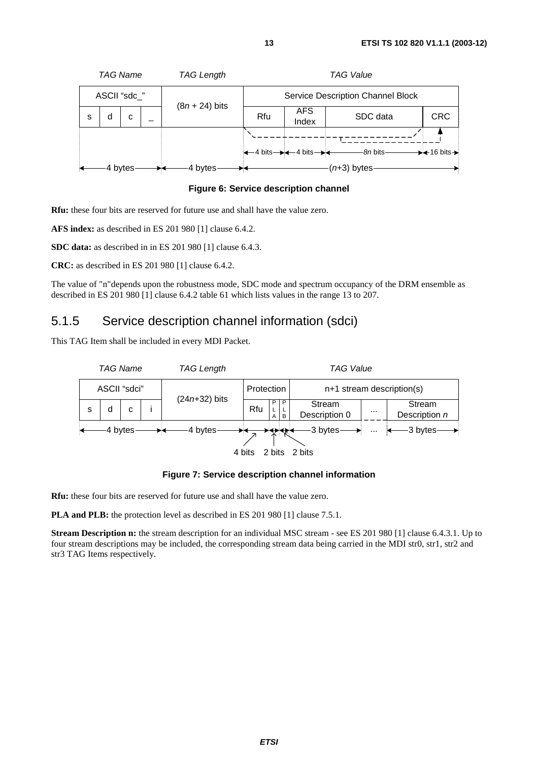| TAG Name | | | | TAG Length | TAG Value | | | |
|---|---|---|---|---|---|---|---|---|
| ASCII "sdc_" | | | | $(8n + 24)$ bits | Service Description Channel Block | | | |
| s | d | c | _ | | Rfu | AFS Index | SDC data | CRC |
| | | | | | 4 bits | 4 bits | $8n$ bits | 16 bits |
| 4 bytes | | | | 4 bytes | $(n+3)$ bytes | | | |

**Figure 6: Service description channel**

**Rfu:** these four bits are reserved for future use and shall have the value zero.

**AFS index:** as described in ES 201 980 [1] clause 6.4.2.

**SDC data:** as described in in ES 201 980 [1] clause 6.4.3.

**CRC:** as described in ES 201 980 [1] clause 6.4.2.

The value of "n"depends upon the robustness mode, SDC mode and spectrum occupancy of the DRM ensemble as described in ES 201 980 [1] clause 6.4.2 table 61 which lists values in the range 13 to 207.

## 5.1.5 Service description channel information (sdci)

This TAG Item shall be included in every MDI Packet.

| TAG Name | | | | TAG Length | TAG Value | | | | | |
|---|---|---|---|---|---|---|---|---|---|---|
| ASCII "sdci" | | | | $(24n+32)$ bits | Protection | | | n+1 stream description(s) | | |
| s | d | c | i | | Rfu | PLA | PLB | Stream Description 0 | ... | Stream Description $n$ |
| 4 bytes | | | | 4 bytes | 4 bits | 2 bits | 2 bits | 3 bytes | ... | 3 bytes |

**Figure 7: Service description channel information**

**Rfu:** these four bits are reserved for future use and shall have the value zero.

**PLA and PLB:** the protection level as described in ES 201 980 [1] clause 7.5.1.

**Stream Description n:** the stream description for an individual MSC stream - see ES 201 980 [1] clause 6.4.3.1. Up to four stream descriptions may be included, the corresponding stream data being carried in the MDI str0, str1, str2 and str3 TAG Items respectively.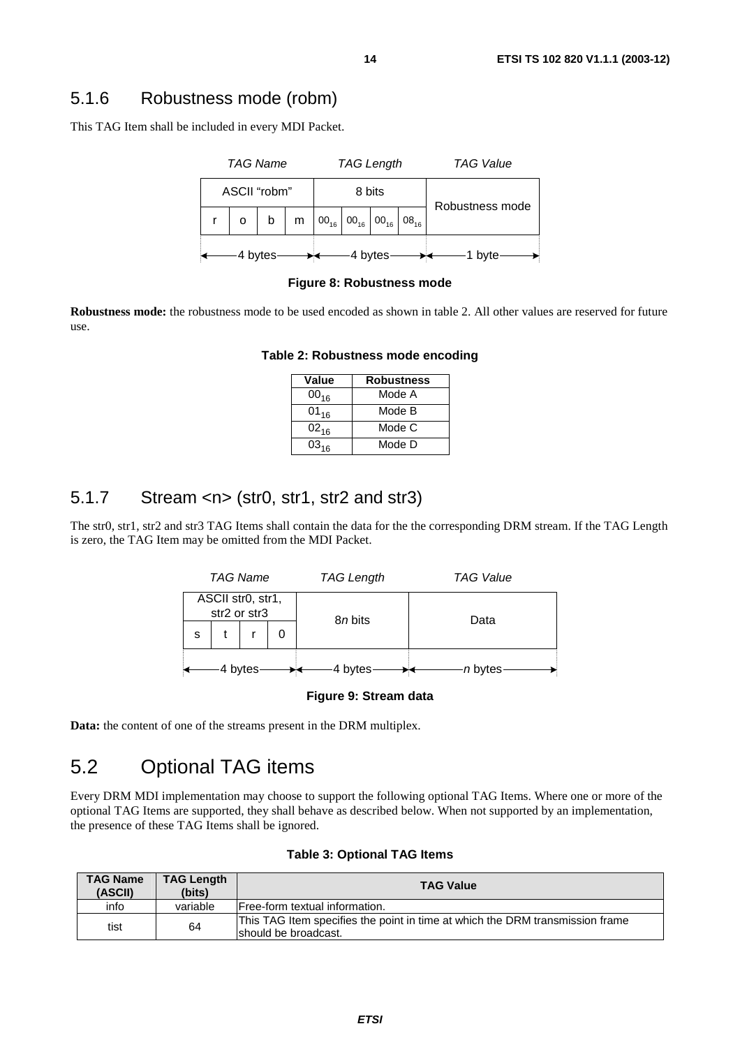### 5.1.6 Robustness mode (robm)

This TAG Item shall be included in every MDI Packet.

| *TAG Name* | | | | *TAG Length* | | | | *TAG Value* |
|---|---|---|---|---|---|---|---|---|
| ASCII "robm" | | | | 8 bits | | | | Robustness mode |
| r | o | b | m | $00_{16}$ | $00_{16}$ | $00_{16}$ | $08_{16}$ | |
| 4 bytes | | | | 4 bytes | | | | 1 byte |

**Figure 8: Robustness mode**

**Robustness mode:** the robustness mode to be used encoded as shown in table 2. All other values are reserved for future use.

**Table 2: Robustness mode encoding**

| Value | Robustness |
|---|---|
| $00_{16}$ | Mode A |
| $01_{16}$ | Mode B |
| $02_{16}$ | Mode C |
| $03_{16}$ | Mode D |

### 5.1.7 Stream <n> (str0, str1, str2 and str3)

The str0, str1, str2 and str3 TAG Items shall contain the data for the the corresponding DRM stream. If the TAG Length is zero, the TAG Item may be omitted from the MDI Packet.

| *TAG Name* | | | | *TAG Length* | *TAG Value* |
|---|---|---|---|---|---|
| ASCII str0, str1, str2 or str3 | | | | 8*n* bits | Data |
| s | t | r | 0 | | |
| 4 bytes | | | | 4 bytes | *n* bytes |

**Figure 9: Stream data**

**Data:** the content of one of the streams present in the DRM multiplex.

## 5.2 Optional TAG items

Every DRM MDI implementation may choose to support the following optional TAG Items. Where one or more of the optional TAG Items are supported, they shall behave as described below. When not supported by an implementation, the presence of these TAG Items shall be ignored.

**Table 3: Optional TAG Items**

| TAG Name (ASCII) | TAG Length (bits) | TAG Value |
|---|---|---|
| info | variable | Free-form textual information. |
| tist | 64 | This TAG Item specifies the point in time at which the DRM transmission frame should be broadcast. |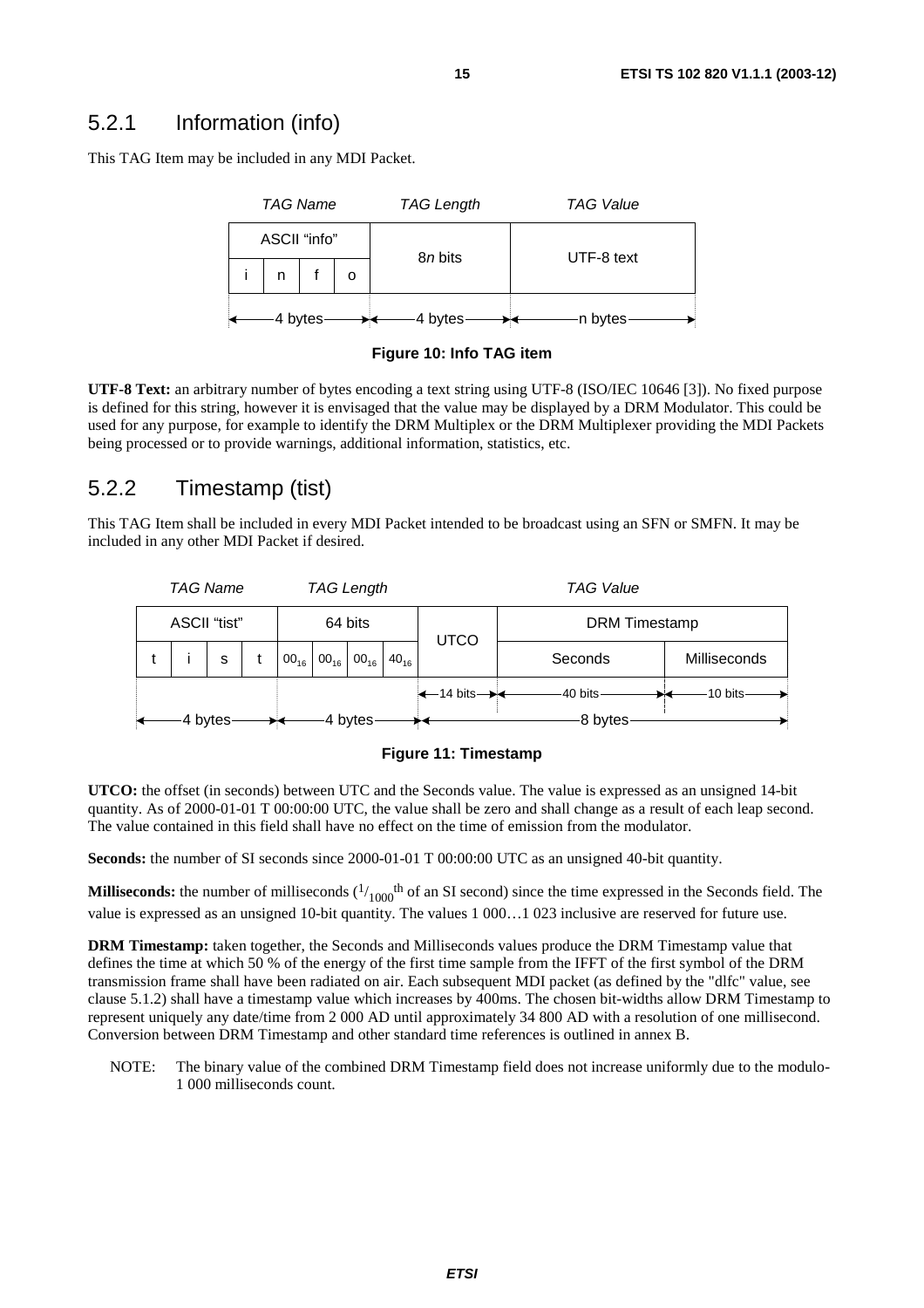### 5.2.1 Information (info)

This TAG Item may be included in any MDI Packet.

| *TAG Name* | | | | *TAG Length* | *TAG Value* |
|---|---|---|---|---|---|
| ASCII "info" | | | | 8*n* bits | UTF-8 text |
| i | n | f | o | | |
| 4 bytes | | | | 4 bytes | n bytes |

**Figure 10: Info TAG item**

**UTF-8 Text:** an arbitrary number of bytes encoding a text string using UTF-8 (ISO/IEC 10646 [3]). No fixed purpose is defined for this string, however it is envisaged that the value may be displayed by a DRM Modulator. This could be used for any purpose, for example to identify the DRM Multiplex or the DRM Multiplexer providing the MDI Packets being processed or to provide warnings, additional information, statistics, etc.

### 5.2.2 Timestamp (tist)

This TAG Item shall be included in every MDI Packet intended to be broadcast using an SFN or SMFN. It may be included in any other MDI Packet if desired.

| *TAG Name* | | | | *TAG Length* | | | | *TAG Value* | | |
|---|---|---|---|---|---|---|---|---|---|---|
| ASCII "tist" | | | | 64 bits | | | | UTCO | DRM Timestamp | |
| t | i | s | t | $00_{16}$ | $00_{16}$ | $00_{16}$ | $40_{16}$ | | Seconds | Milliseconds |
| | | | | | | | | 14 bits | 40 bits | 10 bits |
| 4 bytes | | | | 4 bytes | | | | 8 bytes | | |

**Figure 11: Timestamp**

**UTCO:** the offset (in seconds) between UTC and the Seconds value. The value is expressed as an unsigned 14-bit quantity. As of 2000-01-01 T 00:00:00 UTC, the value shall be zero and shall change as a result of each leap second. The value contained in this field shall have no effect on the time of emission from the modulator.

**Seconds:** the number of SI seconds since 2000-01-01 T 00:00:00 UTC as an unsigned 40-bit quantity.

**Milliseconds:** the number of milliseconds ($^1/_{1000}{}^{th}$ of an SI second) since the time expressed in the Seconds field. The value is expressed as an unsigned 10-bit quantity. The values 1 000…1 023 inclusive are reserved for future use.

**DRM Timestamp:** taken together, the Seconds and Milliseconds values produce the DRM Timestamp value that defines the time at which 50 % of the energy of the first time sample from the IFFT of the first symbol of the DRM transmission frame shall have been radiated on air. Each subsequent MDI packet (as defined by the "dlfc" value, see clause 5.1.2) shall have a timestamp value which increases by 400ms. The chosen bit-widths allow DRM Timestamp to represent uniquely any date/time from 2 000 AD until approximately 34 800 AD with a resolution of one millisecond. Conversion between DRM Timestamp and other standard time references is outlined in annex B.

NOTE: The binary value of the combined DRM Timestamp field does not increase uniformly due to the modulo-1 000 milliseconds count.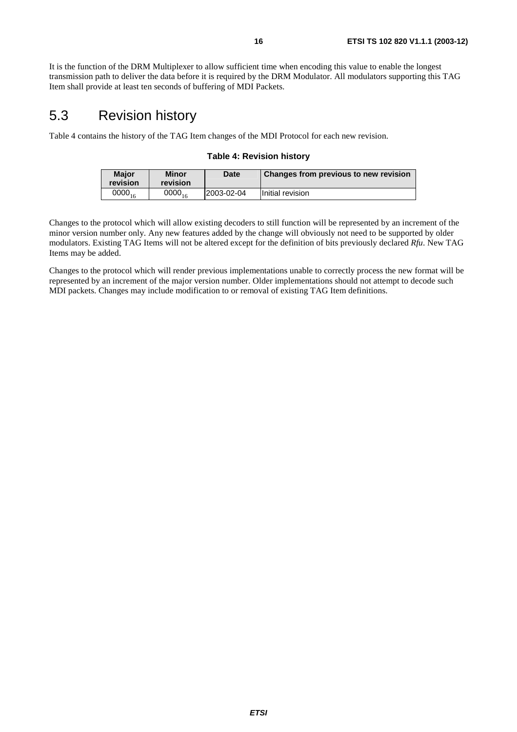It is the function of the DRM Multiplexer to allow sufficient time when encoding this value to enable the longest transmission path to deliver the data before it is required by the DRM Modulator. All modulators supporting this TAG Item shall provide at least ten seconds of buffering of MDI Packets.

## 5.3 Revision history

Table 4 contains the history of the TAG Item changes of the MDI Protocol for each new revision.

**Table 4: Revision history**

| Major revision | Minor revision | Date | Changes from previous to new revision |
|---|---|---|---|
| $0000_{16}$ | $0000_{16}$ | 2003-02-04 | Initial revision |

Changes to the protocol which will allow existing decoders to still function will be represented by an increment of the minor version number only. Any new features added by the change will obviously not need to be supported by older modulators. Existing TAG Items will not be altered except for the definition of bits previously declared *Rfu*. New TAG Items may be added.

Changes to the protocol which will render previous implementations unable to correctly process the new format will be represented by an increment of the major version number. Older implementations should not attempt to decode such MDI packets. Changes may include modification to or removal of existing TAG Item definitions.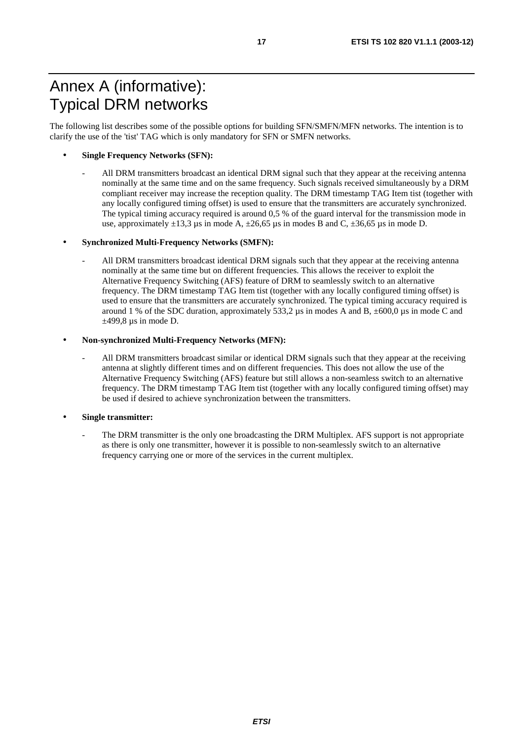# Annex A (informative): Typical DRM networks

The following list describes some of the possible options for building SFN/SMFN/MFN networks. The intention is to clarify the use of the 'tist' TAG which is only mandatory for SFN or SMFN networks.

- **Single Frequency Networks (SFN):**
  - All DRM transmitters broadcast an identical DRM signal such that they appear at the receiving antenna nominally at the same time and on the same frequency. Such signals received simultaneously by a DRM compliant receiver may increase the reception quality. The DRM timestamp TAG Item tist (together with any locally configured timing offset) is used to ensure that the transmitters are accurately synchronized. The typical timing accuracy required is around 0,5 % of the guard interval for the transmission mode in use, approximately ±13,3 µs in mode A, ±26,65 µs in modes B and C, ±36,65 µs in mode D.

- **Synchronized Multi-Frequency Networks (SMFN):**
  - All DRM transmitters broadcast identical DRM signals such that they appear at the receiving antenna nominally at the same time but on different frequencies. This allows the receiver to exploit the Alternative Frequency Switching (AFS) feature of DRM to seamlessly switch to an alternative frequency. The DRM timestamp TAG Item tist (together with any locally configured timing offset) is used to ensure that the transmitters are accurately synchronized. The typical timing accuracy required is around 1 % of the SDC duration, approximately 533,2 µs in modes A and B, ±600,0 µs in mode C and ±499,8 µs in mode D.

- **Non-synchronized Multi-Frequency Networks (MFN):**
  - All DRM transmitters broadcast similar or identical DRM signals such that they appear at the receiving antenna at slightly different times and on different frequencies. This does not allow the use of the Alternative Frequency Switching (AFS) feature but still allows a non-seamless switch to an alternative frequency. The DRM timestamp TAG Item tist (together with any locally configured timing offset) may be used if desired to achieve synchronization between the transmitters.

- **Single transmitter:**
  - The DRM transmitter is the only one broadcasting the DRM Multiplex. AFS support is not appropriate as there is only one transmitter, however it is possible to non-seamlessly switch to an alternative frequency carrying one or more of the services in the current multiplex.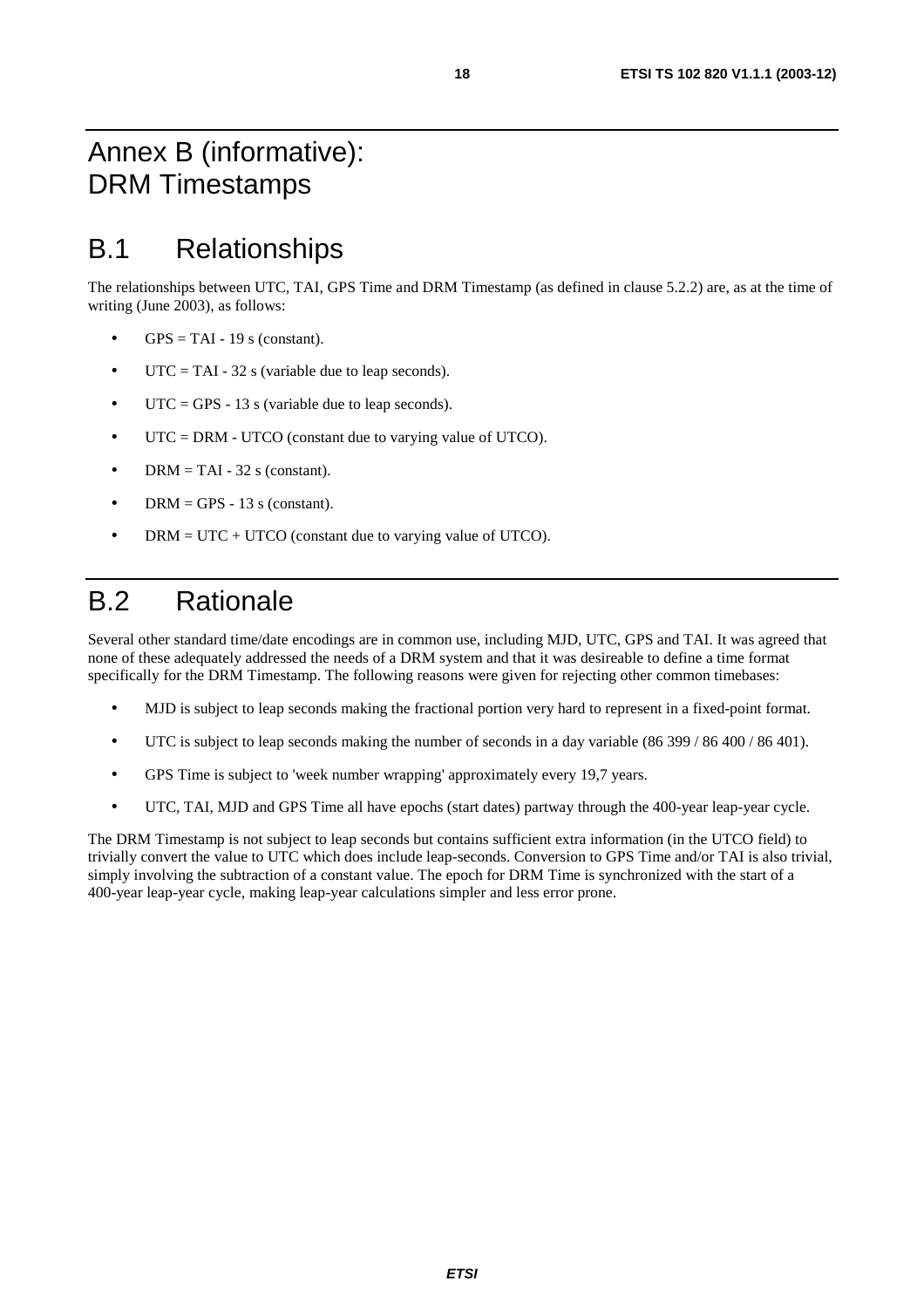# Annex B (informative): DRM Timestamps

# B.1 Relationships

The relationships between UTC, TAI, GPS Time and DRM Timestamp (as defined in clause 5.2.2) are, as at the time of writing (June 2003), as follows:

- GPS = TAI - 19 s (constant).
- UTC = TAI - 32 s (variable due to leap seconds).
- UTC = GPS - 13 s (variable due to leap seconds).
- UTC = DRM - UTCO (constant due to varying value of UTCO).
- DRM = TAI - 32 s (constant).
- DRM = GPS - 13 s (constant).
- DRM = UTC + UTCO (constant due to varying value of UTCO).

# B.2 Rationale

Several other standard time/date encodings are in common use, including MJD, UTC, GPS and TAI. It was agreed that none of these adequately addressed the needs of a DRM system and that it was desireable to define a time format specifically for the DRM Timestamp. The following reasons were given for rejecting other common timebases:

- MJD is subject to leap seconds making the fractional portion very hard to represent in a fixed-point format.
- UTC is subject to leap seconds making the number of seconds in a day variable (86 399 / 86 400 / 86 401).
- GPS Time is subject to 'week number wrapping' approximately every 19,7 years.
- UTC, TAI, MJD and GPS Time all have epochs (start dates) partway through the 400-year leap-year cycle.

The DRM Timestamp is not subject to leap seconds but contains sufficient extra information (in the UTCO field) to trivially convert the value to UTC which does include leap-seconds. Conversion to GPS Time and/or TAI is also trivial, simply involving the subtraction of a constant value. The epoch for DRM Time is synchronized with the start of a 400-year leap-year cycle, making leap-year calculations simpler and less error prone.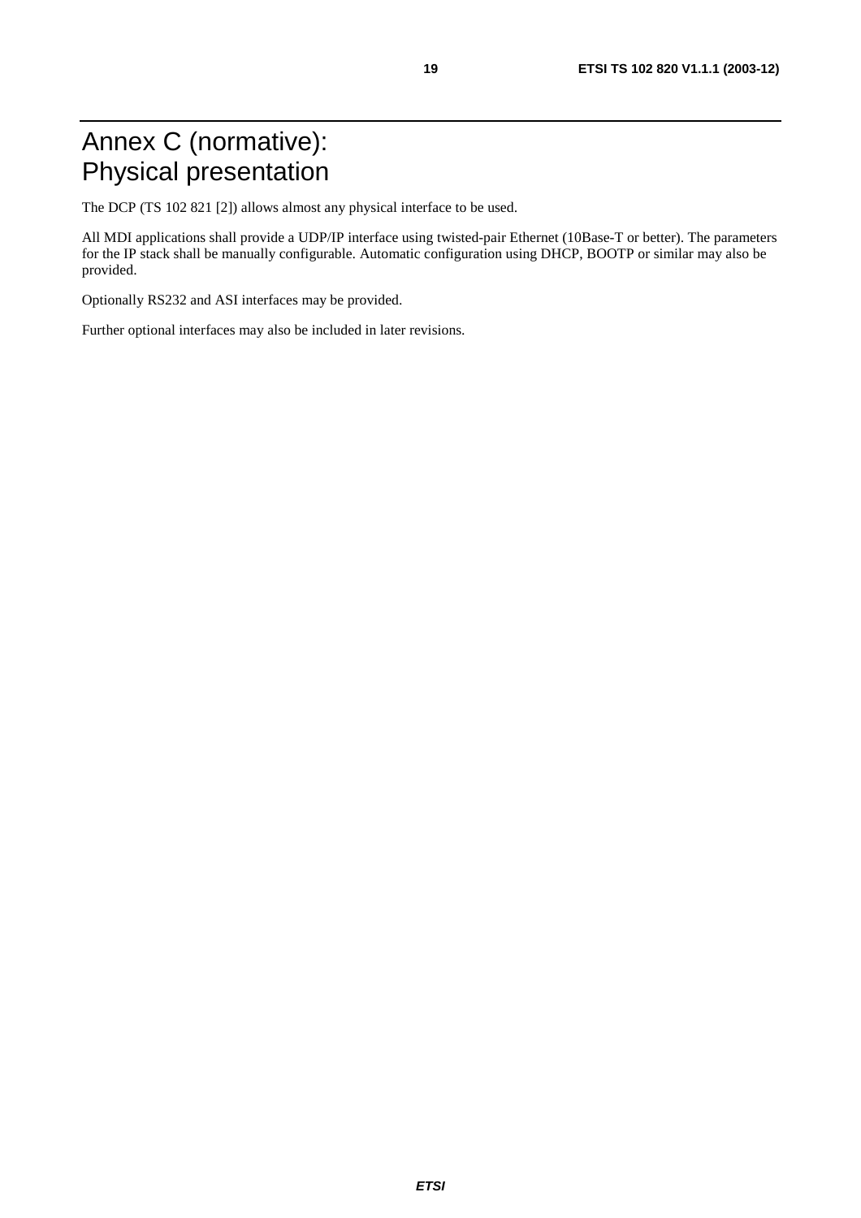# Annex C (normative): Physical presentation

The DCP (TS 102 821 [2]) allows almost any physical interface to be used.

All MDI applications shall provide a UDP/IP interface using twisted-pair Ethernet (10Base-T or better). The parameters for the IP stack shall be manually configurable. Automatic configuration using DHCP, BOOTP or similar may also be provided.

Optionally RS232 and ASI interfaces may be provided.

Further optional interfaces may also be included in later revisions.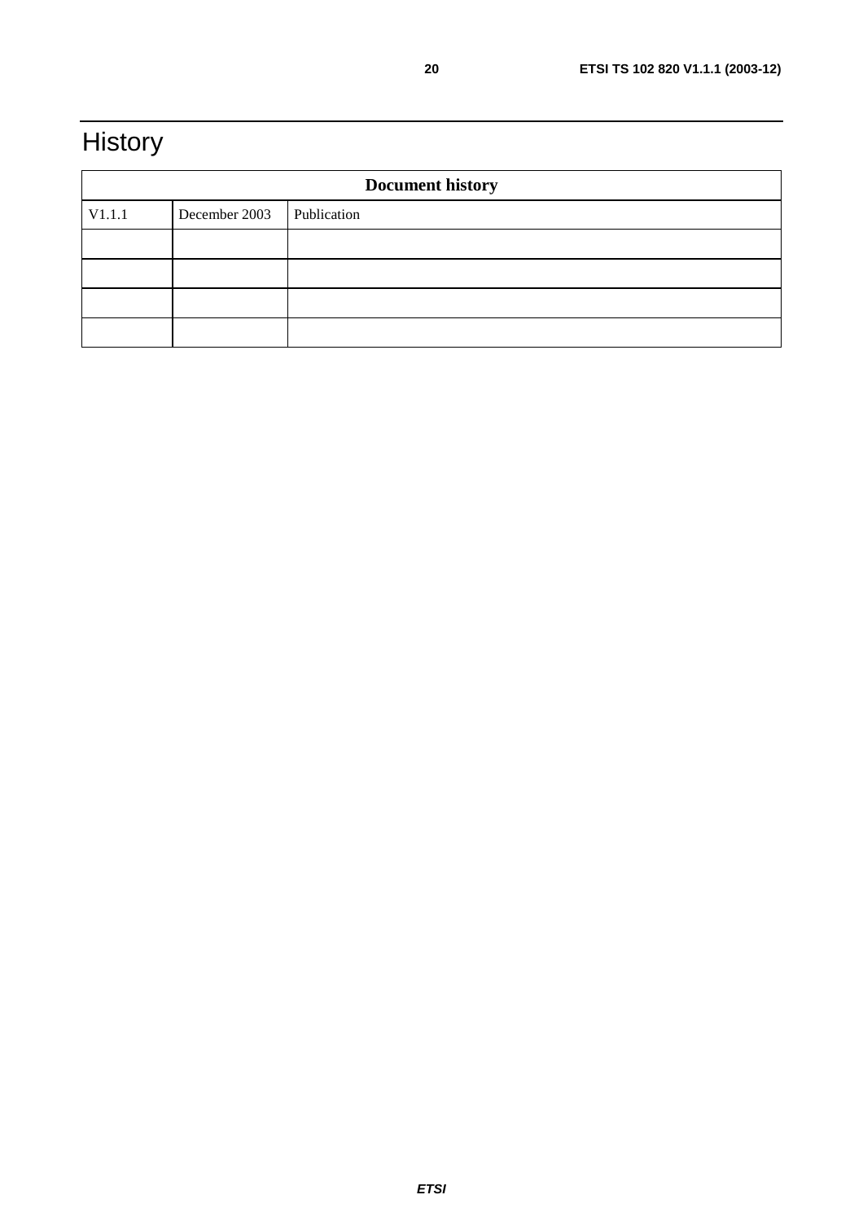# History

| Document history | | |
|---|---|---|
| V1.1.1 | December 2003 | Publication |
| | | |
| | | |
| | | |
| | | |